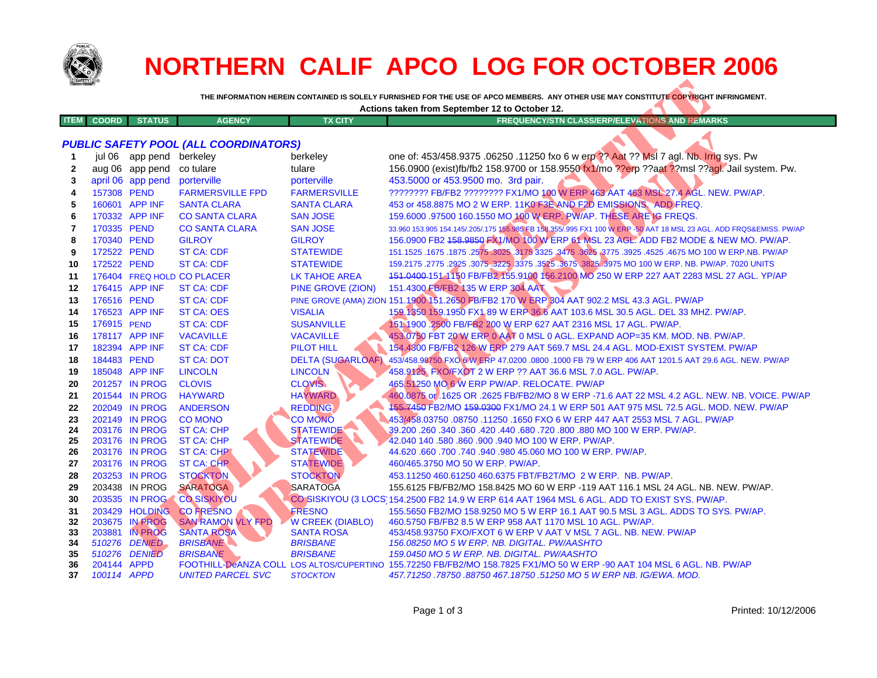# NORTHERN CALIF APCO LOG FOR OCTOBER 2006

THE INFORMATION HEREIN CONTAINED IS SOLELY FURNISHED FOR THE USE OF APCO MEMBERS. ANY OTHER USE MAY CONSTITUTE COPYRIGHT INFRINGMENT.

Actions taken from September 12 to October 12.

| ITEM | COORD | STATUS | AGENCY | TX CITY | FREQUENCY/STN CLASS/ERP/ELEVATIONS AND REMARKS |
|---|---|---|---|---|---|
| | | | ***PUBLIC SAFETY POOL (ALL COORDINATORS)*** | | |
| 1 | jul 06 | app pend | berkeley | berkeley | one of: 453/458.9375 .06250 .11250 fxo 6 w erp ?? Aat ?? Msl 7 agl. Nb. Irrig sys. Pw |
| 2 | aug 06 | app pend | co tulare | tulare | 156.0900 (exist)fb/fb2 158.9700 or 158.9550 fx1/mo ??erp ??aat ??msl ??agl. Jail system. Pw. |
| 3 | april 06 | app pend | porterville | porterville | 453.5000 or 453.9500 mo. 3rd pair. |
| 4 | 157308 | PEND | FARMERSVILLE FPD | FARMERSVILLE | ???????? FB/FB2 ???????? FX1/MO 100 W ERP 463 AAT 463 MSL 27.4 AGL. NEW. PW/AP. |
| 5 | 160601 | APP INF | SANTA CLARA | SANTA CLARA | 453 or 458.8875 MO 2 W ERP. 11K0 F3E AND F2D EMISSIONS. ADD FREQ. |
| 6 | 170332 | APP INF | CO SANTA CLARA | SAN JOSE | 159.6000 .97500 160.1550 MO 100 W ERP. PW/AP. THESE ARE IG FREQS. |
| 7 | 170335 | PEND | CO SANTA CLARA | SAN JOSE | 33.960 153.905 154.145/.205/.175 155.985 FB 158.355/.995 FX1 100 W ERP -50 AAT 18 MSL 23 AGL. ADD FRQS&EMISS. PW/AP |
| 8 | 170340 | PEND | GILROY | GILROY | 156.0900 FB2 ~~158.9850~~ FX1/MO 100 W ERP 61 MSL 23 AGL. ADD FB2 MODE & NEW MO. PW/AP. |
| 9 | 172522 | PEND | ST CA: CDF | STATEWIDE | 151.1525 .1675 .1875 .2575 .3025 .3175 3325 .3475 .3625 .3775 .3925 .4525 .4675 MO 100 W ERP.NB. PW/AP |
| 10 | 172522 | PEND | ST CA: CDF | STATEWIDE | 159.2175 .2775 .2925 .3075 .3225 .3375 .3525 .3675 .3825 .3975 MO 100 W ERP. NB. PW/AP. 7020 UNITS |
| 11 | 176404 | FREQ HOLD | CO PLACER | LK TAHOE AREA | ~~151.0400~~ 151.1150 FB/FB2 155.9100 156.2100 MO 250 W ERP 227 AAT 2283 MSL 27 AGL. YP/AP |
| 12 | 176415 | APP INF | ST CA: CDF | PINE GROVE (ZION) | 151.4300 FB/FB2 135 W ERP 304 AAT |
| 13 | 176516 | PEND | ST CA: CDF | PINE GROVE (AMA) ZION | 151.1900 151.2650 FB/FB2 170 W ERP 304 AAT 902.2 MSL 43.3 AGL. PW/AP |
| 14 | 176523 | APP INF | ST CA: OES | VISALIA | 159.1350 159.1950 FX1 89 W ERP 36.6 AAT 103.6 MSL 30.5 AGL. DEL 33 MHZ. PW/AP. |
| 15 | 176915 | PEND | ST CA: CDF | SUSANVILLE | 151.1900 .2500 FB/FB2 200 W ERP 627 AAT 2316 MSL 17 AGL. PW/AP. |
| 16 | 178117 | APP INF | VACAVILLE | VACAVILLE | 453.0750 FBT 20 W ERP 0 AAT 0 MSL 0 AGL. EXPAND AOP=35 KM. MOD. NB. PW/AP. |
| 17 | 182394 | APP INF | ST CA: CDF | PILOT HILL | 154.4300 FB/FB2 126 W ERP 279 AAT 569.7 MSL 24.4 AGL. MOD-EXIST SYSTEM. PW/AP |
| 18 | 184483 | PEND | ST CA: DOT | DELTA (SUGARLOAF) | 453/458.98750 FXO 6 W ERP 47.0200 .0800 .1000 FB 79 W ERP 406 AAT 1201.5 AAT 29.6 AGL. NEW. PW/AP |
| 19 | 185048 | APP INF | LINCOLN | LINCOLN | 458.9125 FXO/FXOT 2 W ERP ?? AAT 36.6 MSL 7.0 AGL. PW/AP. |
| 20 | 201257 | IN PROG | CLOVIS | CLOVIS | 465.51250 MO 6 W ERP PW/AP. RELOCATE. PW/AP |
| 21 | 201544 | IN PROG | HAYWARD | HAYWARD | 460.0875 or .1625 OR .2625 FB/FB2/MO 8 W ERP -71.6 AAT 22 MSL 4.2 AGL. NEW. NB. VOICE. PW/AP |
| 22 | 202049 | IN PROG | ANDERSON | REDDING | ~~155.7450~~ FB2/MO ~~159.0300~~ FX1/MO 24.1 W ERP 501 AAT 975 MSL 72.5 AGL. MOD. NEW. PW/AP |
| 23 | 202149 | IN PROG | CO MONO | CO MONO | 453/458.03750 .08750 .11250 .1650 FXO 6 W ERP 447 AAT 2553 MSL 7 AGL. PW/AP |
| 24 | 203176 | IN PROG | ST CA: CHP | STATEWIDE | 39.200 .260 .340 .360 .420 .440 .680 .720 .800 .880 MO 100 W ERP. PW/AP. |
| 25 | 203176 | IN PROG | ST CA: CHP | STATEWIDE | 42.040 140 .580 .860 .900 .940 MO 100 W ERP. PW/AP. |
| 26 | 203176 | IN PROG | ST CA: CHP | STATEWIDE | 44.620 .660 .700 .740 .940 .980 45.060 MO 100 W ERP. PW/AP. |
| 27 | 203176 | IN PROG | ST CA: CHP | STATEWIDE | 460/465.3750 MO 50 W ERP. PW/AP. |
| 28 | 203253 | IN PROG | STOCKTON | STOCKTON | 453.11250 460.61250 460.6375 FBT/FB2T/MO 2 W ERP. NB. PW/AP. |
| 29 | 203438 | IN PROG | SARATOGA | SARATOGA | 155.6125 FB/FB2/MO 158.8425 MO 60 W ERP -119 AAT 116.1 MSL 24 AGL. NB. NEW. PW/AP. |
| 30 | 203535 | IN PROG | CO SISKIYOU | CO SISKIYOU (3 LOCS) | 154.2500 FB2 14.9 W ERP 614 AAT 1964 MSL 6 AGL. ADD TO EXIST SYS. PW/AP. |
| 31 | 203429 | HOLDING | CO FRESNO | FRESNO | 155.5650 FB2/MO 158.9250 MO 5 W ERP 16.1 AAT 90.5 MSL 3 AGL. ADDS TO SYS. PW/AP. |
| 32 | 203675 | IN PROG | SAN RAMON VLY FPD | W CREEK (DIABLO) | 460.5750 FB/FB2 8.5 W ERP 958 AAT 1170 MSL 10 AGL. PW/AP. |
| 33 | 203881 | IN PROG | SANTA ROSA | SANTA ROSA | 453/458.93750 FXO/FXOT 6 W ERP V AAT V MSL 7 AGL. NB. NEW. PW/AP |
| 34 | *510276* | *DENIED* | *BRISBANE* | *BRISBANE* | *156.08250 MO 5 W ERP. NB. DIGITAL. PW/AASHTO* |
| 35 | *510276* | *DENIED* | *BRISBANE* | *BRISBANE* | *159.0450 MO 5 W ERP. NB. DIGITAL. PW/AASHTO* |
| 36 | 204144 | APPD | FOOTHILL-DeANZA COLL | LOS ALTOS/CUPERTINO | 155.72250 FB/FB2/MO 158.7825 FX1/MO 50 W ERP -90 AAT 104 MSL 6 AGL. NB. PW/AP |
| 37 | *100114* | *APPD* | *UNITED PARCEL SVC* | *STOCKTON* | *457.71250 .78750 .88750 467.18750 .51250 MO 5 W ERP NB. IG/EWA. MOD.* |

Printed: 10/12/2006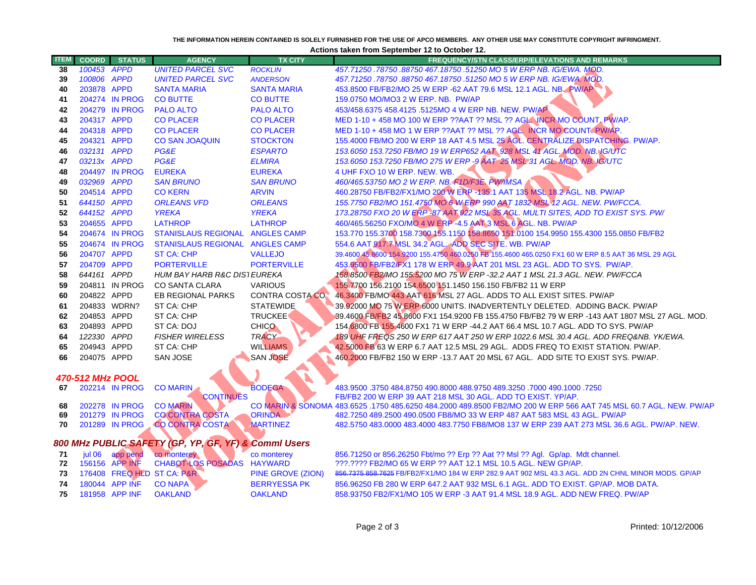THE INFORMATION HEREIN CONTAINED IS SOLELY FURNISHED FOR THE USE OF APCO MEMBERS. ANY OTHER USE MAY CONSTITUTE COPYRIGHT INFRINGMENT.

**Actions taken from September 12 to October 12.**

| ITEM | COORD | STATUS | AGENCY | TX CITY | FREQUENCY/STN CLASS/ERP/ELEVATIONS AND REMARKS |
|---|---|---|---|---|---|
| 38 | 100453 | APPD | UNITED PARCEL SVC | ROCKLIN | 457.71250 .78750 .88750 467.18750 .51250 MO 5 W ERP NB. IG/EWA. MOD. |
| 39 | 100806 | APPD | UNITED PARCEL SVC | ANDERSON | 457.71250 .78750 .88750 467.18750 .51250 MO 5 W ERP NB. IG/EWA. MOD. |
| 40 | 203878 | APPD | SANTA MARIA | SANTA MARIA | 453.8500 FB/FB2/MO 25 W ERP -62 AAT 79.6 MSL 12.1 AGL. NB. PW/AP |
| 41 | 204274 | IN PROG | CO BUTTE | CO BUTTE | 159.0750 MO/MO3 2 W ERP. NB. PW/AP |
| 42 | 204279 | IN PROG | PALO ALTO | PALO ALTO | 453/458.6375 458.4125 .5125MO 4 W ERP NB. NEW. PW/AP |
| 43 | 204317 | APPD | CO PLACER | CO PLACER | MED 1-10 + 458 MO 100 W ERP ??AAT ?? MSL ?? AGL. INCR MO COUNT. PW/AP. |
| 44 | 204318 | APPD | CO PLACER | CO PLACER | MED 1-10 + 458 MO 1 W ERP ??AAT ?? MSL ?? AGL. INCR MO COUNT. PW/AP. |
| 45 | 204321 | APPD | CO SAN JOAQUIN | STOCKTON | 155.4000 FB/MO 200 W ERP 18 AAT 4.5 MSL 25 AGL. CENTRALIZE DISPATCHING. PW/AP. |
| 46 | 032131 | APPD | PG&E | ESPARTO | 153.6050 153.7250 FB/MO 19 W ERP652 AAT 928 MSL 41 AGL. MOD. NB. IG/UTC |
| 47 | 03213x | APPD | PG&E | ELMIRA | 153.6050 153.7250 FB/MO 275 W ERP -9 AAT 25 MSL 31 AGL. MOD. NB. IG/UTC |
| 48 | 204497 | IN PROG | EUREKA | EUREKA | 4 UHF FXO 10 W ERP. NEW. WB. |
| 49 | 032969 | APPD | SAN BRUNO | SAN BRUNO | 460/465.53750 MO 2 W ERP. NB. F1D/F3E. PW/IMSA |
| 50 | 204514 | APPD | CO KERN | ARVIN | 460.28750 FB/FB2/FX1/MO 200 W ERP -135.1 AAT 135 MSL 18.2 AGL. NB. PW/AP |
| 51 | 644150 | APPD | ORLEANS VFD | ORLEANS | 155.7750 FB2/MO 151.4750 MO 6 W ERP 990 AAT 1832 MSL 12 AGL. NEW. PW/FCCA. |
| 52 | 644152 | APPD | YREKA | YREKA | 173.28750 FXO 20 W ERP -87 AAT 922 MSL 35 AGL. MULTI SITES, ADD TO EXIST SYS. PW/ |
| 53 | 204655 | APPD | LATHROP | LATHROP | 460/465.56250 FXO/MO 4 W ERP -4.5 AAT 3 MSL 6 AGL. NB. PW/AP |
| 54 | 204674 | IN PROG | STANISLAUS REGIONAL | ANGLES CAMP | 153.770 155.3700 158.7300 155.1150 158.8650 151.0100 154.9950 155.4300 155.0850 FB/FB2 |
| 55 | 204674 | IN PROG | STANISLAUS REGIONAL | ANGLES CAMP | 554.6 AAT 917.7 MSL 34.2 AGL. ADD SEC SITE. WB. PW/AP |
| 56 | 204707 | APPD | ST CA: CHP | VALLEJO | 39.4600 45.8600 154.9200 155.4750 460.0250 FB 155.4600 465.0250 FX1 60 W ERP 8.5 AAT 36 MSL 29 AGL |
| 57 | 204709 | APPD | PORTERVILLE | PORTERVILLE | 453.9500 FB/FB2/FX1 178 W ERP 49.9 AAT 201 MSL 23 AGL. ADD TO SYS. PW/AP. |
| 58 | 644161 | APPD | HUM BAY HARB R&C DIST | EUREKA | 158.8500 FB2/MO 155.5200 MO 75 W ERP -32.2 AAT 1 MSL 21.3 AGL. NEW. PW/FCCA |
| 59 | 204811 | IN PROG | CO SANTA CLARA | VARIOUS | 155.7700 156.2100 154.6500 151.1450 156.150 FB/FB2 11 W ERP |
| 60 | 204822 | APPD | EB REGIONAL PARKS | CONTRA COSTA CO | 46.3400 FB/MO 443 AAT 616 MSL 27 AGL. ADDS TO ALL EXIST SITES. PW/AP |
| 61 | 204833 | WDRN? | ST CA: CHP | STATEWIDE | 39.92000 MO 75 W ERP 6000 UNITS. INADVERTENTLY DELETED. ADDING BACK. PW/AP |
| 62 | 204853 | APPD | ST CA: CHP | TRUCKEE | 39.4600 FB/FB2 45.8600 FX1 154.9200 FB 155.4750 FB/FB2 79 W ERP -143 AAT 1807 MSL 27 AGL. MOD. |
| 63 | 204893 | APPD | ST CA: DOJ | CHICO | 154.6800 FB 155.4600 FX1 71 W ERP -44.2 AAT 66.4 MSL 10.7 AGL. ADD TO SYS. PW/AP |
| 64 | 122330 | APPD | FISHER WIRELESS | TRACY | 189 UHF FREQS 250 W ERP 617 AAT 250 W ERP 1022.6 MSL 30.4 AGL. ADD FREQ&NB. YK/EWA. |
| 65 | 204943 | APPD | ST CA: CHP | WILLIAMS | 42.5000 FB 63 W ERP 6.7 AAT 12.5 MSL 29 AGL. ADDS FREQ TO EXIST STATION. PW/AP. |
| 66 | 204075 | APPD | SAN JOSE | SAN JOSE | 460.2000 FB/FB2 150 W ERP -13.7 AAT 20 MSL 67 AGL. ADD SITE TO EXIST SYS. PW/AP. |

## 470-512 MHz POOL

| ITEM | COORD | STATUS | AGENCY | TX CITY | FREQUENCY/STN CLASS/ERP/ELEVATIONS AND REMARKS |
|---|---|---|---|---|---|
| 67 | 202214 | IN PROG | CO MARIN | BODEGA | 483.9500 .3750 484.8750 490.8000 488.9750 489.3250 .7000 490.1000 .7250 |
| | | | CONTINUES | | FB/FB2 200 W ERP 39 AAT 218 MSL 30 AGL. ADD TO EXIST. YP/AP. |
| 68 | 202278 | IN PROG | CO MARIN | CO MARIN & SONOMA | 483.6525 .1750 485.6250 484.2000 489.8500 FB2/MO 200 W ERP 566 AAT 745 MSL 60.7 AGL. NEW. PW/AP |
| 69 | 201279 | IN PROG | CO CONTRA COSTA | ORINDA | 482.7250 489.2500 490.0500 FB8/MO 33 W ERP 487 AAT 583 MSL 43 AGL. PW/AP |
| 70 | 201289 | IN PROG | CO CONTRA COSTA | MARTINEZ | 482.5750 483.0000 483.4000 483.7750 FB8/MO8 137 W ERP 239 AAT 273 MSL 36.6 AGL. PW/AP. NEW. |

## 800 MHz PUBLIC SAFETY (GP, YP, GF, YF) & Comml Users

| ITEM | COORD | STATUS | AGENCY | TX CITY | FREQUENCY/STN CLASS/ERP/ELEVATIONS AND REMARKS |
|---|---|---|---|---|---|
| 71 | jul 06 | app pend | co monterey | co monterey | 856.71250 or 856.26250 Fbt/mo ?? Erp ?? Aat ?? Msl ?? Agl. Gp/ap. Mdt channel. |
| 72 | 156156 | APP INF | CHABOT-LOS POSADAS | HAYWARD | ???.???? FB2/MO 65 W ERP ?? AAT 12.1 MSL 10.5 AGL. NEW GP/AP. |
| 73 | 176408 | FREQ HLD | ST CA: P&R | PINE GROVE (ZION) | ~~856.7375 858.7625~~ FB/FB2/FX1/MO 184 W ERP 282.9 AAT 902 MSL 43.3 AGL. ADD 2N CHNL MINOR MODS. GP/AP |
| 74 | 180044 | APP INF | CO NAPA | BERRYESSA PK | 856.96250 FB 280 W ERP 647.2 AAT 932 MSL 6.1 AGL. ADD TO EXIST. GP/AP. MOB DATA. |
| 75 | 181958 | APP INF | OAKLAND | OAKLAND | 858.93750 FB2/FX1/MO 105 W ERP -3 AAT 91.4 MSL 18.9 AGL. ADD NEW FREQ. PW/AP |

Printed: 10/12/2006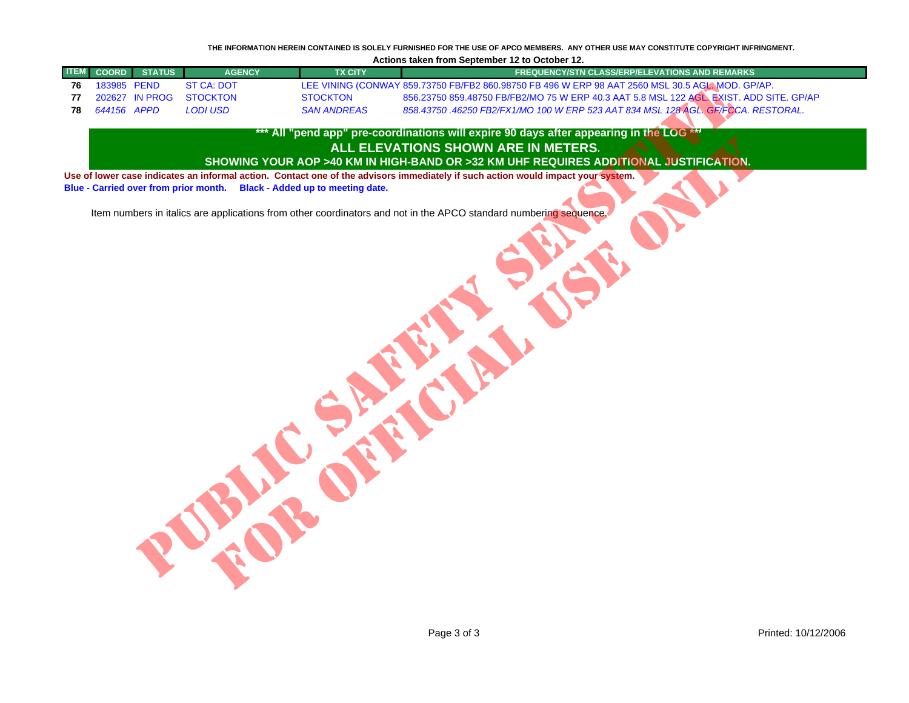**THE INFORMATION HEREIN CONTAINED IS SOLELY FURNISHED FOR THE USE OF APCO MEMBERS. ANY OTHER USE MAY CONSTITUTE COPYRIGHT INFRINGMENT.**

**Actions taken from September 12 to October 12.**

| ITEM | COORD | STATUS | AGENCY | TX CITY | FREQUENCY/STN CLASS/ERP/ELEVATIONS AND REMARKS |
|---|---|---|---|---|---|
| **76** | 183985 | PEND | ST CA: DOT | LEE VINING (CONWAY | 859.73750 FB/FB2 860.98750 FB 496 W ERP 98 AAT 2560 MSL 30.5 AGL. MOD. GP/AP. |
| **77** | 202627 | IN PROG | STOCKTON | STOCKTON | 856.23750 859.48750 FB/FB2/MO 75 W ERP 40.3 AAT 5.8 MSL 122 AGL. EXIST. ADD SITE. GP/AP |
| **78** | *644156* | *APPD* | *LODI USD* | *SAN ANDREAS* | *858.43750 .46250 FB2/FX1/MO 100 W ERP 523 AAT 834 MSL 128 AGL. GF/FCCA. RESTORAL.* |

**\*\*\* All "pend app" pre-coordinations will expire 90 days after appearing in the LOG \*\*\***

**ALL ELEVATIONS SHOWN ARE IN METERS.**

**SHOWING YOUR AOP >40 KM IN HIGH-BAND OR >32 KM UHF REQUIRES ADDITIONAL JUSTIFICATION.**

**Use of lower case indicates an informal action. Contact one of the advisors immediately if such action would impact your system.**

**Blue - Carried over from prior month. Black - Added up to meeting date.**

Item numbers in italics are applications from other coordinators and not in the APCO standard numbering sequence.

PUBLIC SAFETY SENSITIVE
FOR OFFICIAL USE ONLY

Printed: 10/12/2006